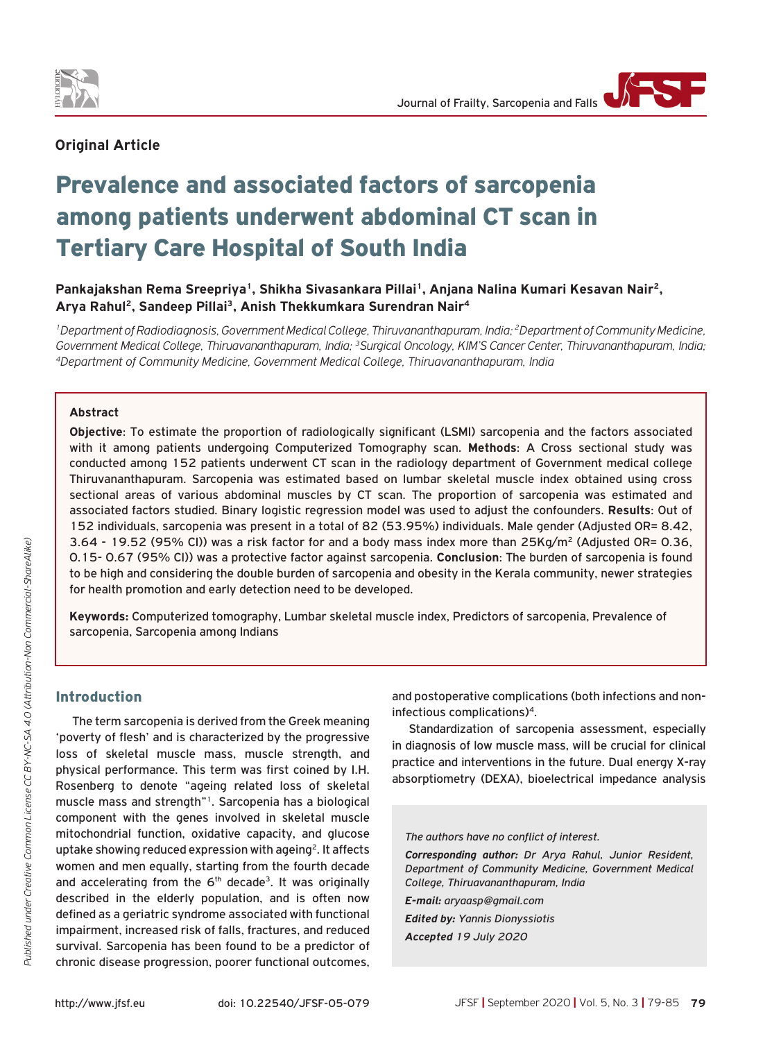**Original Article**

# Prevalence and associated factors of sarcopenia among patients underwent abdominal CT scan in Tertiary Care Hospital of South India

**Pankajakshan Rema Sreepriya[1], Shikha Sivasankara Pillai[1], Anjana Nalina Kumari Kesavan Nair[2], Arya Rahul[2], Sandeep Pillai[3], Anish Thekkumkara Surendran Nair[4]**

*[1]Department of Radiodiagnosis, Government Medical College, Thiruvananthapuram, India; [2]Department of Community Medicine, Government Medical College, Thiruavananthapuram, India; [3]Surgical Oncology, KIM'S Cancer Center, Thiruvananthapuram, India; [4]Department of Community Medicine, Government Medical College, Thiruavananthapuram, India*

### Abstract

**Objective**: To estimate the proportion of radiologically significant (LSMI) sarcopenia and the factors associated with it among patients undergoing Computerized Tomography scan. **Methods**: A Cross sectional study was conducted among 152 patients underwent CT scan in the radiology department of Government medical college Thiruvananthapuram. Sarcopenia was estimated based on lumbar skeletal muscle index obtained using cross sectional areas of various abdominal muscles by CT scan. The proportion of sarcopenia was estimated and associated factors studied. Binary logistic regression model was used to adjust the confounders. **Results**: Out of 152 individuals, sarcopenia was present in a total of 82 (53.95%) individuals. Male gender (Adjusted OR= 8.42, 3.64 - 19.52 (95% CI)) was a risk factor for and a body mass index more than 25Kg/m$^2$ (Adjusted OR= 0.36, 0.15- 0.67 (95% CI)) was a protective factor against sarcopenia. **Conclusion**: The burden of sarcopenia is found to be high and considering the double burden of sarcopenia and obesity in the Kerala community, newer strategies for health promotion and early detection need to be developed.

**Keywords:** Computerized tomography, Lumbar skeletal muscle index, Predictors of sarcopenia, Prevalence of sarcopenia, Sarcopenia among Indians

## Introduction

The term sarcopenia is derived from the Greek meaning 'poverty of flesh' and is characterized by the progressive loss of skeletal muscle mass, muscle strength, and physical performance. This term was first coined by I.H. Rosenberg to denote "ageing related loss of skeletal muscle mass and strength"[1]. Sarcopenia has a biological component with the genes involved in skeletal muscle mitochondrial function, oxidative capacity, and glucose uptake showing reduced expression with ageing[2]. It affects women and men equally, starting from the fourth decade and accelerating from the 6$^{th}$ decade[3]. It was originally described in the elderly population, and is often now defined as a geriatric syndrome associated with functional impairment, increased risk of falls, fractures, and reduced survival. Sarcopenia has been found to be a predictor of chronic disease progression, poorer functional outcomes, and postoperative complications (both infections and non-infectious complications)[4].

Standardization of sarcopenia assessment, especially in diagnosis of low muscle mass, will be crucial for clinical practice and interventions in the future. Dual energy X-ray absorptiometry (DEXA), bioelectrical impedance analysis

*The authors have no conflict of interest.*

***Corresponding author:*** *Dr Arya Rahul, Junior Resident, Department of Community Medicine, Government Medical College, Thiruavananthapuram, India*

***E-mail:*** *aryaasp@gmail.com*

***Edited by:*** *Yannis Dionyssiotis*

***Accepted*** *19 July 2020*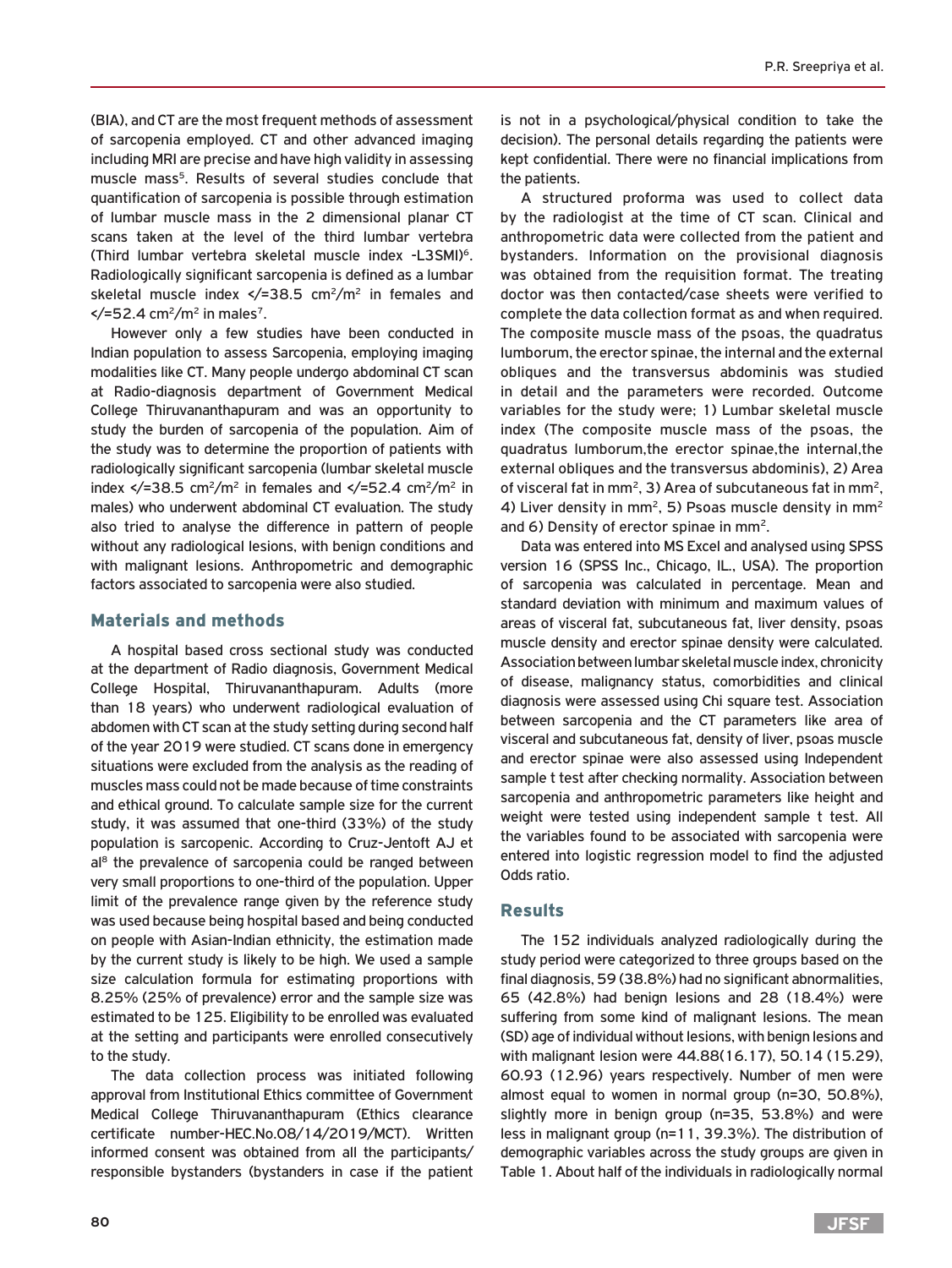(BIA), and CT are the most frequent methods of assessment of sarcopenia employed. CT and other advanced imaging including MRI are precise and have high validity in assessing muscle mass[5]. Results of several studies conclude that quantification of sarcopenia is possible through estimation of lumbar muscle mass in the 2 dimensional planar CT scans taken at the level of the third lumbar vertebra (Third lumbar vertebra skeletal muscle index -L3SMI)[6]. Radiologically significant sarcopenia is defined as a lumbar skeletal muscle index </=38.5 $cm^2/m^2$ in females and </=52.4 $cm^2/m^2$ in males[7].

However only a few studies have been conducted in Indian population to assess Sarcopenia, employing imaging modalities like CT. Many people undergo abdominal CT scan at Radio-diagnosis department of Government Medical College Thiruvananthapuram and was an opportunity to study the burden of sarcopenia of the population. Aim of the study was to determine the proportion of patients with radiologically significant sarcopenia (lumbar skeletal muscle index </=38.5 $cm^2/m^2$ in females and </=52.4 $cm^2/m^2$ in males) who underwent abdominal CT evaluation. The study also tried to analyse the difference in pattern of people without any radiological lesions, with benign conditions and with malignant lesions. Anthropometric and demographic factors associated to sarcopenia were also studied.

## Materials and methods

A hospital based cross sectional study was conducted at the department of Radio diagnosis, Government Medical College Hospital, Thiruvananthapuram. Adults (more than 18 years) who underwent radiological evaluation of abdomen with CT scan at the study setting during second half of the year 2019 were studied. CT scans done in emergency situations were excluded from the analysis as the reading of muscles mass could not be made because of time constraints and ethical ground. To calculate sample size for the current study, it was assumed that one-third (33%) of the study population is sarcopenic. According to Cruz-Jentoft AJ et al[8] the prevalence of sarcopenia could be ranged between very small proportions to one-third of the population. Upper limit of the prevalence range given by the reference study was used because being hospital based and being conducted on people with Asian-Indian ethnicity, the estimation made by the current study is likely to be high. We used a sample size calculation formula for estimating proportions with 8.25% (25% of prevalence) error and the sample size was estimated to be 125. Eligibility to be enrolled was evaluated at the setting and participants were enrolled consecutively to the study.

The data collection process was initiated following approval from Institutional Ethics committee of Government Medical College Thiruvananthapuram (Ethics clearance certificate number-HEC.No.08/14/2019/MCT). Written informed consent was obtained from all the participants/responsible bystanders (bystanders in case if the patient is not in a psychological/physical condition to take the decision). The personal details regarding the patients were kept confidential. There were no financial implications from the patients.

A structured proforma was used to collect data by the radiologist at the time of CT scan. Clinical and anthropometric data were collected from the patient and bystanders. Information on the provisional diagnosis was obtained from the requisition format. The treating doctor was then contacted/case sheets were verified to complete the data collection format as and when required. The composite muscle mass of the psoas, the quadratus lumborum, the erector spinae, the internal and the external obliques and the transversus abdominis was studied in detail and the parameters were recorded. Outcome variables for the study were; 1) Lumbar skeletal muscle index (The composite muscle mass of the psoas, the quadratus lumborum,the erector spinae,the internal,the external obliques and the transversus abdominis), 2) Area of visceral fat in $mm^2$, 3) Area of subcutaneous fat in $mm^2$, 4) Liver density in $mm^2$, 5) Psoas muscle density in $mm^2$ and 6) Density of erector spinae in $mm^2$.

Data was entered into MS Excel and analysed using SPSS version 16 (SPSS Inc., Chicago, IL., USA). The proportion of sarcopenia was calculated in percentage. Mean and standard deviation with minimum and maximum values of areas of visceral fat, subcutaneous fat, liver density, psoas muscle density and erector spinae density were calculated. Association between lumbar skeletal muscle index, chronicity of disease, malignancy status, comorbidities and clinical diagnosis were assessed using Chi square test. Association between sarcopenia and the CT parameters like area of visceral and subcutaneous fat, density of liver, psoas muscle and erector spinae were also assessed using Independent sample t test after checking normality. Association between sarcopenia and anthropometric parameters like height and weight were tested using independent sample t test. All the variables found to be associated with sarcopenia were entered into logistic regression model to find the adjusted Odds ratio.

## Results

The 152 individuals analyzed radiologically during the study period were categorized to three groups based on the final diagnosis, 59 (38.8%) had no significant abnormalities, 65 (42.8%) had benign lesions and 28 (18.4%) were suffering from some kind of malignant lesions. The mean (SD) age of individual without lesions, with benign lesions and with malignant lesion were 44.88(16.17), 50.14 (15.29), 60.93 (12.96) years respectively. Number of men were almost equal to women in normal group (n=30, 50.8%), slightly more in benign group (n=35, 53.8%) and were less in malignant group (n=11, 39.3%). The distribution of demographic variables across the study groups are given in Table 1. About half of the individuals in radiologically normal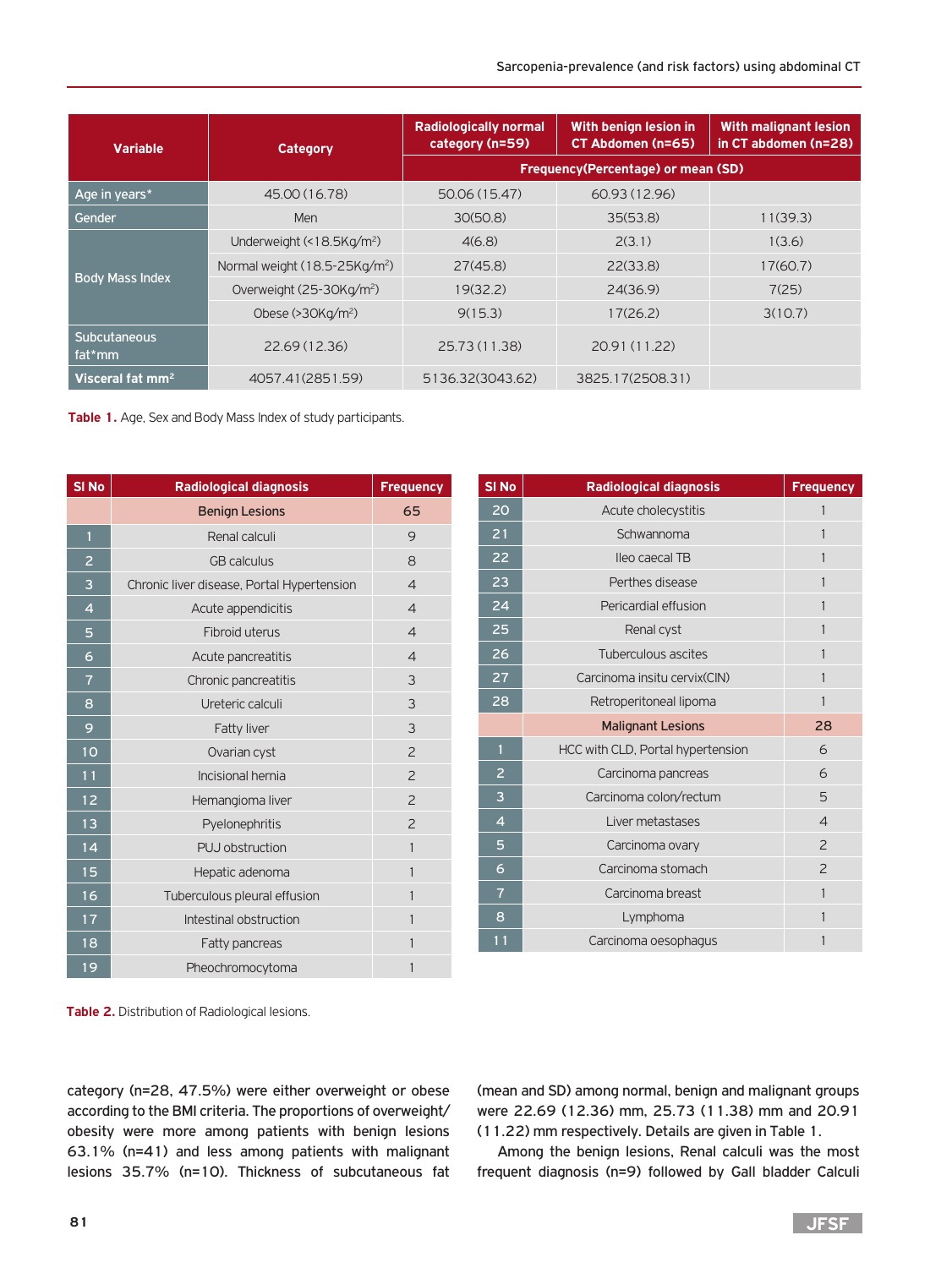| Variable | Category | Radiologically normal category (n=59) | With benign lesion in CT Abdomen (n=65) | With malignant lesion in CT abdomen (n=28) |
|---|---|---|---|---|
| | | Frequency(Percentage) or mean (SD) | | |
| Age in years* | 45.00 (16.78) | 50.06 (15.47) | 60.93 (12.96) | |
| Gender | Men | 30(50.8) | 35(53.8) | 11(39.3) |
| Body Mass Index | Underweight (<18.5Kg/m²) | 4(6.8) | 2(3.1) | 1(3.6) |
| | Normal weight (18.5-25Kg/m²) | 27(45.8) | 22(33.8) | 17(60.7) |
| | Overweight (25-30Kg/m²) | 19(32.2) | 24(36.9) | 7(25) |
| | Obese (>30Kg/m²) | 9(15.3) | 17(26.2) | 3(10.7) |
| Subcutaneous fat*mm | 22.69 (12.36) | 25.73 (11.38) | 20.91 (11.22) | |
| Visceral fat mm² | 4057.41(2851.59) | 5136.32(3043.62) | 3825.17(2508.31) | |

**Table 1.** Age, Sex and Body Mass Index of study participants.

| Sl No | Radiological diagnosis | Frequency |
|---|---|---|
| | Benign Lesions | 65 |
| 1 | Renal calculi | 9 |
| 2 | GB calculus | 8 |
| 3 | Chronic liver disease, Portal Hypertension | 4 |
| 4 | Acute appendicitis | 4 |
| 5 | Fibroid uterus | 4 |
| 6 | Acute pancreatitis | 4 |
| 7 | Chronic pancreatitis | 3 |
| 8 | Ureteric calculi | 3 |
| 9 | Fatty liver | 3 |
| 10 | Ovarian cyst | 2 |
| 11 | Incisional hernia | 2 |
| 12 | Hemangioma liver | 2 |
| 13 | Pyelonephritis | 2 |
| 14 | PUJ obstruction | 1 |
| 15 | Hepatic adenoma | 1 |
| 16 | Tuberculous pleural effusion | 1 |
| 17 | Intestinal obstruction | 1 |
| 18 | Fatty pancreas | 1 |
| 19 | Pheochromocytoma | 1 |
| 20 | Acute cholecystitis | 1 |
| 21 | Schwannoma | 1 |
| 22 | Ileo caecal TB | 1 |
| 23 | Perthes disease | 1 |
| 24 | Pericardial effusion | 1 |
| 25 | Renal cyst | 1 |
| 26 | Tuberculous ascites | 1 |
| 27 | Carcinoma insitu cervix(CIN) | 1 |
| 28 | Retroperitoneal lipoma | 1 |
| | Malignant Lesions | 28 |
| 1 | HCC with CLD, Portal hypertension | 6 |
| 2 | Carcinoma pancreas | 6 |
| 3 | Carcinoma colon/rectum | 5 |
| 4 | Liver metastases | 4 |
| 5 | Carcinoma ovary | 2 |
| 6 | Carcinoma stomach | 2 |
| 7 | Carcinoma breast | 1 |
| 8 | Lymphoma | 1 |
| 11 | Carcinoma oesophagus | 1 |

**Table 2.** Distribution of Radiological lesions.

category (n=28, 47.5%) were either overweight or obese according to the BMI criteria. The proportions of overweight/obesity were more among patients with benign lesions 63.1% (n=41) and less among patients with malignant lesions 35.7% (n=10). Thickness of subcutaneous fat (mean and SD) among normal, benign and malignant groups were 22.69 (12.36) mm, 25.73 (11.38) mm and 20.91 (11.22) mm respectively. Details are given in Table 1.

Among the benign lesions, Renal calculi was the most frequent diagnosis (n=9) followed by Gall bladder Calculi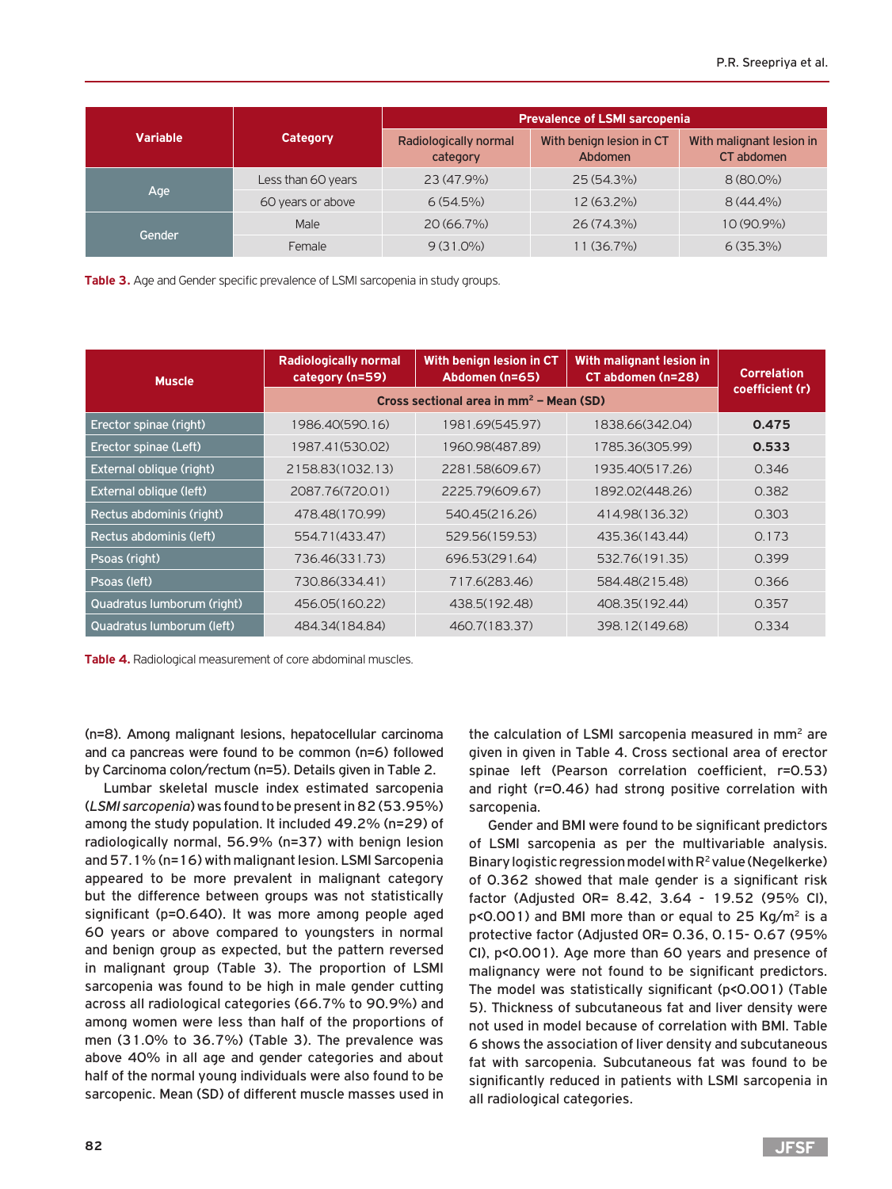| Variable | Category | Prevalence of LSMI sarcopenia | | |
|---|---|---|---|---|
| | | Radiologically normal category | With benign lesion in CT Abdomen | With malignant lesion in CT abdomen |
| Age | Less than 60 years | 23 (47.9%) | 25 (54.3%) | 8 (80.0%) |
| | 60 years or above | 6 (54.5%) | 12 (63.2%) | 8 (44.4%) |
| Gender | Male | 20 (66.7%) | 26 (74.3%) | 10 (90.9%) |
| | Female | 9 (31.0%) | 11 (36.7%) | 6 (35.3%) |

**Table 3.** Age and Gender specific prevalence of LSMI sarcopenia in study groups.

| Muscle | Radiologically normal category (n=59) | With benign lesion in CT Abdomen (n=65) | With malignant lesion in CT abdomen (n=28) | Correlation coefficient (r) |
|---|---|---|---|---|
| | Cross sectional area in $mm^2$ – Mean (SD) | | | |
| Erector spinae (right) | 1986.40(590.16) | 1981.69(545.97) | 1838.66(342.04) | **0.475** |
| Erector spinae (Left) | 1987.41(530.02) | 1960.98(487.89) | 1785.36(305.99) | **0.533** |
| External oblique (right) | 2158.83(1032.13) | 2281.58(609.67) | 1935.40(517.26) | 0.346 |
| External oblique (left) | 2087.76(720.01) | 2225.79(609.67) | 1892.02(448.26) | 0.382 |
| Rectus abdominis (right) | 478.48(170.99) | 540.45(216.26) | 414.98(136.32) | 0.303 |
| Rectus abdominis (left) | 554.71(433.47) | 529.56(159.53) | 435.36(143.44) | 0.173 |
| Psoas (right) | 736.46(331.73) | 696.53(291.64) | 532.76(191.35) | 0.399 |
| Psoas (left) | 730.86(334.41) | 717.6(283.46) | 584.48(215.48) | 0.366 |
| Quadratus lumborum (right) | 456.05(160.22) | 438.5(192.48) | 408.35(192.44) | 0.357 |
| Quadratus lumborum (left) | 484.34(184.84) | 460.7(183.37) | 398.12(149.68) | 0.334 |

**Table 4.** Radiological measurement of core abdominal muscles.

(n=8). Among malignant lesions, hepatocellular carcinoma and ca pancreas were found to be common (n=6) followed by Carcinoma colon/rectum (n=5). Details given in Table 2.

Lumbar skeletal muscle index estimated sarcopenia (*LSMI sarcopenia*) was found to be present in 82 (53.95%) among the study population. It included 49.2% (n=29) of radiologically normal, 56.9% (n=37) with benign lesion and 57.1% (n=16) with malignant lesion. LSMI Sarcopenia appeared to be more prevalent in malignant category but the difference between groups was not statistically significant (p=0.640). It was more among people aged 60 years or above compared to youngsters in normal and benign group as expected, but the pattern reversed in malignant group (Table 3). The proportion of LSMI sarcopenia was found to be high in male gender cutting across all radiological categories (66.7% to 90.9%) and among women were less than half of the proportions of men (31.0% to 36.7%) (Table 3). The prevalence was above 40% in all age and gender categories and about half of the normal young individuals were also found to be sarcopenic. Mean (SD) of different muscle masses used in the calculation of LSMI sarcopenia measured in $mm^2$ are given in given in Table 4. Cross sectional area of erector spinae left (Pearson correlation coefficient, r=0.53) and right (r=0.46) had strong positive correlation with sarcopenia.

Gender and BMI were found to be significant predictors of LSMI sarcopenia as per the multivariable analysis. Binary logistic regression model with $R^2$ value (Negelkerke) of 0.362 showed that male gender is a significant risk factor (Adjusted OR= 8.42, 3.64 - 19.52 (95% CI), p<0.001) and BMI more than or equal to 25 $Kg/m^2$ is a protective factor (Adjusted OR= 0.36, 0.15- 0.67 (95% CI), p<0.001). Age more than 60 years and presence of malignancy were not found to be significant predictors. The model was statistically significant (p<0.001) (Table 5). Thickness of subcutaneous fat and liver density were not used in model because of correlation with BMI. Table 6 shows the association of liver density and subcutaneous fat with sarcopenia. Subcutaneous fat was found to be significantly reduced in patients with LSMI sarcopenia in all radiological categories.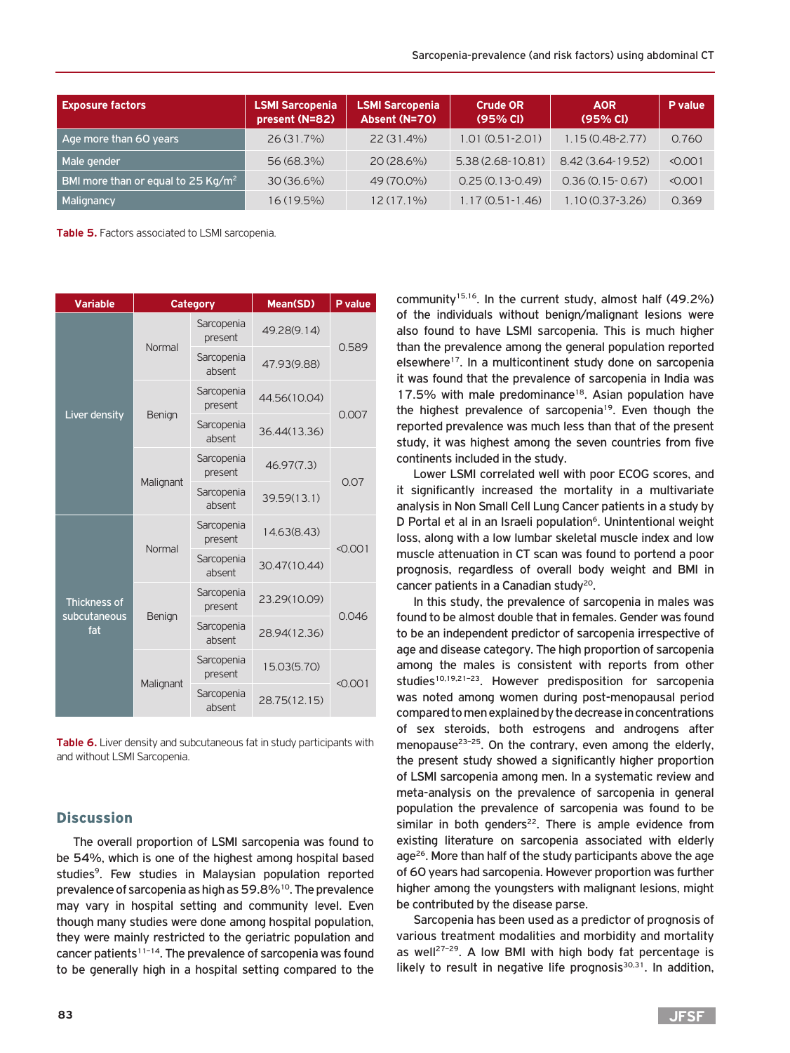| Exposure factors | LSMI Sarcopenia present (N=82) | LSMI Sarcopenia Absent (N=70) | Crude OR (95% CI) | AOR (95% CI) | P value |
|---|---|---|---|---|---|
| Age more than 60 years | 26 (31.7%) | 22 (31.4%) | 1.01 (0.51-2.01) | 1.15 (0.48-2.77) | 0.760 |
| Male gender | 56 (68.3%) | 20 (28.6%) | 5.38 (2.68-10.81) | 8.42 (3.64-19.52) | <0.001 |
| BMI more than or equal to 25 Kg/m$^2$ | 30 (36.6%) | 49 (70.0%) | 0.25 (0.13-0.49) | 0.36 (0.15- 0.67) | <0.001 |
| Malignancy | 16 (19.5%) | 12 (17.1%) | 1.17 (0.51-1.46) | 1.10 (0.37-3.26) | 0.369 |

**Table 5.** Factors associated to LSMI sarcopenia.

| Variable | Category | | Mean(SD) | P value |
|---|---|---|---|---|
| Liver density | Normal | Sarcopenia present | 49.28(9.14) | 0.589 |
| | | Sarcopenia absent | 47.93(9.88) | |
| | Benign | Sarcopenia present | 44.56(10.04) | 0.007 |
| | | Sarcopenia absent | 36.44(13.36) | |
| | Malignant | Sarcopenia present | 46.97(7.3) | 0.07 |
| | | Sarcopenia absent | 39.59(13.1) | |
| Thickness of subcutaneous fat | Normal | Sarcopenia present | 14.63(8.43) | <0.001 |
| | | Sarcopenia absent | 30.47(10.44) | |
| | Benign | Sarcopenia present | 23.29(10.09) | 0.046 |
| | | Sarcopenia absent | 28.94(12.36) | |
| | Malignant | Sarcopenia present | 15.03(5.70) | <0.001 |
| | | Sarcopenia absent | 28.75(12.15) | |

**Table 6.** Liver density and subcutaneous fat in study participants with and without LSMI Sarcopenia.

## Discussion

The overall proportion of LSMI sarcopenia was found to be 54%, which is one of the highest among hospital based studies[9]. Few studies in Malaysian population reported prevalence of sarcopenia as high as 59.8%[10]. The prevalence may vary in hospital setting and community level. Even though many studies were done among hospital population, they were mainly restricted to the geriatric population and cancer patients[11-14]. The prevalence of sarcopenia was found to be generally high in a hospital setting compared to the community[15,16]. In the current study, almost half (49.2%) of the individuals without benign/malignant lesions were also found to have LSMI sarcopenia. This is much higher than the prevalence among the general population reported elsewhere[17]. In a multicontinent study done on sarcopenia it was found that the prevalence of sarcopenia in India was 17.5% with male predominance[18]. Asian population have the highest prevalence of sarcopenia[19]. Even though the reported prevalence was much less than that of the present study, it was highest among the seven countries from five continents included in the study.

Lower LSMI correlated well with poor ECOG scores, and it significantly increased the mortality in a multivariate analysis in Non Small Cell Lung Cancer patients in a study by D Portal et al in an Israeli population[6]. Unintentional weight loss, along with a low lumbar skeletal muscle index and low muscle attenuation in CT scan was found to portend a poor prognosis, regardless of overall body weight and BMI in cancer patients in a Canadian study[20].

In this study, the prevalence of sarcopenia in males was found to be almost double that in females. Gender was found to be an independent predictor of sarcopenia irrespective of age and disease category. The high proportion of sarcopenia among the males is consistent with reports from other studies[10,19,21-23]. However predisposition for sarcopenia was noted among women during post-menopausal period compared to men explained by the decrease in concentrations of sex steroids, both estrogens and androgens after menopause[23-25]. On the contrary, even among the elderly, the present study showed a significantly higher proportion of LSMI sarcopenia among men. In a systematic review and meta-analysis on the prevalence of sarcopenia in general population the prevalence of sarcopenia was found to be similar in both genders[22]. There is ample evidence from existing literature on sarcopenia associated with elderly age[26]. More than half of the study participants above the age of 60 years had sarcopenia. However proportion was further higher among the youngsters with malignant lesions, might be contributed by the disease parse.

Sarcopenia has been used as a predictor of prognosis of various treatment modalities and morbidity and mortality as well[27-29]. A low BMI with high body fat percentage is likely to result in negative life prognosis[30,31]. In addition,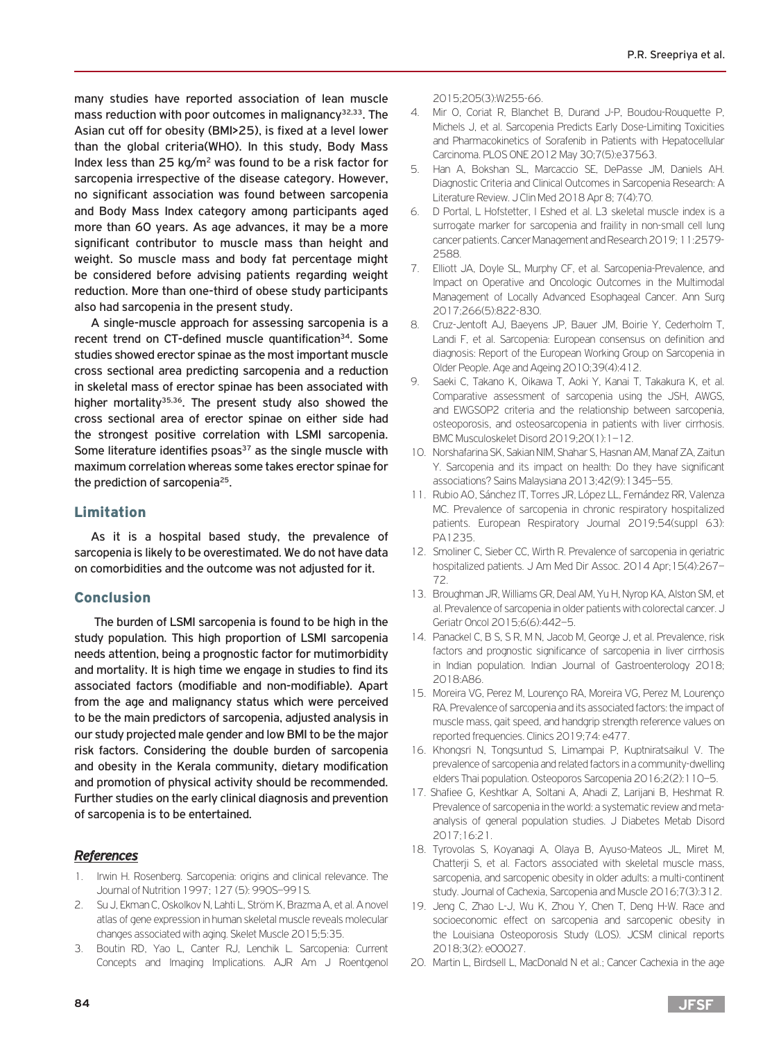many studies have reported association of lean muscle mass reduction with poor outcomes in malignancy[32,33]. The Asian cut off for obesity (BMI>25), is fixed at a level lower than the global criteria(WHO). In this study, Body Mass Index less than 25 kg/m$^2$ was found to be a risk factor for sarcopenia irrespective of the disease category. However, no significant association was found between sarcopenia and Body Mass Index category among participants aged more than 60 years. As age advances, it may be a more significant contributor to muscle mass than height and weight. So muscle mass and body fat percentage might be considered before advising patients regarding weight reduction. More than one-third of obese study participants also had sarcopenia in the present study.

A single-muscle approach for assessing sarcopenia is a recent trend on CT-defined muscle quantification[34]. Some studies showed erector spinae as the most important muscle cross sectional area predicting sarcopenia and a reduction in skeletal mass of erector spinae has been associated with higher mortality[35,36]. The present study also showed the cross sectional area of erector spinae on either side had the strongest positive correlation with LSMI sarcopenia. Some literature identifies psoas[37] as the single muscle with maximum correlation whereas some takes erector spinae for the prediction of sarcopenia[25].

## Limitation

As it is a hospital based study, the prevalence of sarcopenia is likely to be overestimated. We do not have data on comorbidities and the outcome was not adjusted for it.

## Conclusion

The burden of LSMI sarcopenia is found to be high in the study population. This high proportion of LSMI sarcopenia needs attention, being a prognostic factor for mutimorbidity and mortality. It is high time we engage in studies to find its associated factors (modifiable and non-modifiable). Apart from the age and malignancy status which were perceived to be the main predictors of sarcopenia, adjusted analysis in our study projected male gender and low BMI to be the major risk factors. Considering the double burden of sarcopenia and obesity in the Kerala community, dietary modification and promotion of physical activity should be recommended. Further studies on the early clinical diagnosis and prevention of sarcopenia is to be entertained.

## *References*

1. Irwin H. Rosenberg. Sarcopenia: origins and clinical relevance. The Journal of Nutrition 1997; 127 (5): 990S–991S.
2. Su J, Ekman C, Oskolkov N, Lahti L, Ström K, Brazma A, et al. A novel atlas of gene expression in human skeletal muscle reveals molecular changes associated with aging. Skelet Muscle 2015;5:35.
3. Boutin RD, Yao L, Canter RJ, Lenchik L. Sarcopenia: Current Concepts and Imaging Implications. AJR Am J Roentgenol 2015;205(3):W255-66.
4. Mir O, Coriat R, Blanchet B, Durand J-P, Boudou-Rouquette P, Michels J, et al. Sarcopenia Predicts Early Dose-Limiting Toxicities and Pharmacokinetics of Sorafenib in Patients with Hepatocellular Carcinoma. PLOS ONE 2012 May 30;7(5):e37563.
5. Han A, Bokshan SL, Marcaccio SE, DePasse JM, Daniels AH. Diagnostic Criteria and Clinical Outcomes in Sarcopenia Research: A Literature Review. J Clin Med 2018 Apr 8; 7(4):70.
6. D Portal, L Hofstetter, I Eshed et al. L3 skeletal muscle index is a surrogate marker for sarcopenia and fraility in non-small cell lung cancer patients. Cancer Management and Research 2019; 11:2579-2588.
7. Elliott JA, Doyle SL, Murphy CF, et al. Sarcopenia-Prevalence, and Impact on Operative and Oncologic Outcomes in the Multimodal Management of Locally Advanced Esophageal Cancer. Ann Surg 2017;266(5):822-830.
8. Cruz-Jentoft AJ, Baeyens JP, Bauer JM, Boirie Y, Cederholm T, Landi F, et al. Sarcopenia: European consensus on definition and diagnosis: Report of the European Working Group on Sarcopenia in Older People. Age and Ageing 2010;39(4):412.
9. Saeki C, Takano K, Oikawa T, Aoki Y, Kanai T, Takakura K, et al. Comparative assessment of sarcopenia using the JSH, AWGS, and EWGSOP2 criteria and the relationship between sarcopenia, osteoporosis, and osteosarcopenia in patients with liver cirrhosis. BMC Musculoskelet Disord 2019;20(1):1–12.
10. Norshafarina SK, Sakian NIM, Shahar S, Hasnan AM, Manaf ZA, Zaitun Y. Sarcopenia and its impact on health: Do they have significant associations? Sains Malaysiana 2013;42(9):1345–55.
11. Rubio AO, Sánchez IT, Torres JR, López LL, Fernández RR, Valenza MC. Prevalence of sarcopenia in chronic respiratory hospitalized patients. European Respiratory Journal 2019;54(suppl 63): PA1235.
12. Smoliner C, Sieber CC, Wirth R. Prevalence of sarcopenia in geriatric hospitalized patients. J Am Med Dir Assoc. 2014 Apr;15(4):267–72.
13. Broughman JR, Williams GR, Deal AM, Yu H, Nyrop KA, Alston SM, et al. Prevalence of sarcopenia in older patients with colorectal cancer. J Geriatr Oncol 2015;6(6):442–5.
14. Panackel C, B S, S R, M N, Jacob M, George J, et al. Prevalence, risk factors and prognostic significance of sarcopenia in liver cirrhosis in Indian population. Indian Journal of Gastroenterology 2018; 2018:A86.
15. Moreira VG, Perez M, Lourenço RA, Moreira VG, Perez M, Lourenço RA. Prevalence of sarcopenia and its associated factors: the impact of muscle mass, gait speed, and handgrip strength reference values on reported frequencies. Clinics 2019;74: e477.
16. Khongsri N, Tongsuntud S, Limampai P, Kuptniratsaikul V. The prevalence of sarcopenia and related factors in a community-dwelling elders Thai population. Osteoporos Sarcopenia 2016;2(2):110–5.
17. Shafiee G, Keshtkar A, Soltani A, Ahadi Z, Larijani B, Heshmat R. Prevalence of sarcopenia in the world: a systematic review and meta-analysis of general population studies. J Diabetes Metab Disord 2017;16:21.
18. Tyrovolas S, Koyanagi A, Olaya B, Ayuso-Mateos JL, Miret M, Chatterji S, et al. Factors associated with skeletal muscle mass, sarcopenia, and sarcopenic obesity in older adults: a multi-continent study. Journal of Cachexia, Sarcopenia and Muscle 2016;7(3):312.
19. Jeng C, Zhao L-J, Wu K, Zhou Y, Chen T, Deng H-W. Race and socioeconomic effect on sarcopenia and sarcopenic obesity in the Louisiana Osteoporosis Study (LOS). JCSM clinical reports 2018;3(2): e00027.
20. Martin L, Birdsell L, MacDonald N et al.; Cancer Cachexia in the age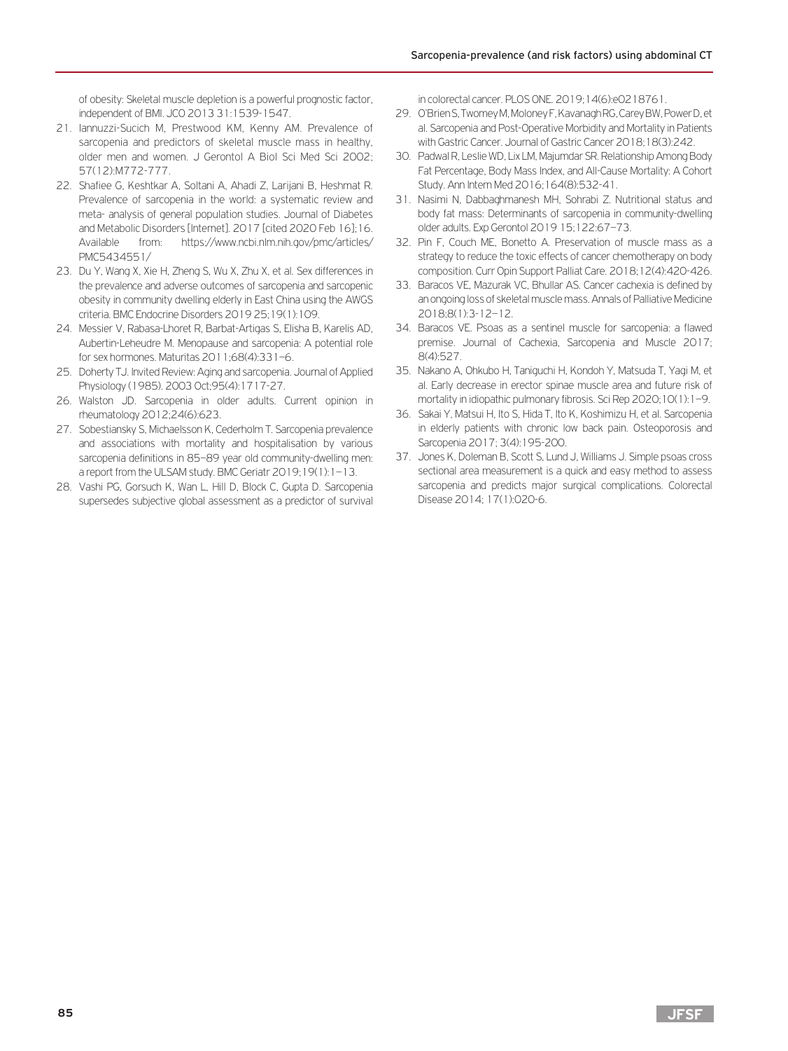of obesity: Skeletal muscle depletion is a powerful prognostic factor, independent of BMI. JCO 2013 31:1539-1547.

21. Iannuzzi-Sucich M, Prestwood KM, Kenny AM. Prevalence of sarcopenia and predictors of skeletal muscle mass in healthy, older men and women. J Gerontol A Biol Sci Med Sci 2002; 57(12):M772-777.
22. Shafiee G, Keshtkar A, Soltani A, Ahadi Z, Larijani B, Heshmat R. Prevalence of sarcopenia in the world: a systematic review and meta- analysis of general population studies. Journal of Diabetes and Metabolic Disorders [Internet]. 2017 [cited 2020 Feb 16];16. Available from: https://www.ncbi.nlm.nih.gov/pmc/articles/PMC5434551/
23. Du Y, Wang X, Xie H, Zheng S, Wu X, Zhu X, et al. Sex differences in the prevalence and adverse outcomes of sarcopenia and sarcopenic obesity in community dwelling elderly in East China using the AWGS criteria. BMC Endocrine Disorders 2019 25;19(1):109.
24. Messier V, Rabasa-Lhoret R, Barbat-Artigas S, Elisha B, Karelis AD, Aubertin-Leheudre M. Menopause and sarcopenia: A potential role for sex hormones. Maturitas 2011;68(4):331–6.
25. Doherty TJ. Invited Review: Aging and sarcopenia. Journal of Applied Physiology (1985). 2003 Oct;95(4):1717-27.
26. Walston JD. Sarcopenia in older adults. Current opinion in rheumatology 2012;24(6):623.
27. Sobestiansky S, Michaelsson K, Cederholm T. Sarcopenia prevalence and associations with mortality and hospitalisation by various sarcopenia definitions in 85–89 year old community-dwelling men: a report from the ULSAM study. BMC Geriatr 2019;19(1):1–13.
28. Vashi PG, Gorsuch K, Wan L, Hill D, Block C, Gupta D. Sarcopenia supersedes subjective global assessment as a predictor of survival in colorectal cancer. PLOS ONE. 2019;14(6):e0218761.
29. O'Brien S, Twomey M, Moloney F, Kavanagh RG, Carey BW, Power D, et al. Sarcopenia and Post-Operative Morbidity and Mortality in Patients with Gastric Cancer. Journal of Gastric Cancer 2018;18(3):242.
30. Padwal R, Leslie WD, Lix LM, Majumdar SR. Relationship Among Body Fat Percentage, Body Mass Index, and All-Cause Mortality: A Cohort Study. Ann Intern Med 2016;164(8):532-41.
31. Nasimi N, Dabbaghmanesh MH, Sohrabi Z. Nutritional status and body fat mass: Determinants of sarcopenia in community-dwelling older adults. Exp Gerontol 2019 15;122:67–73.
32. Pin F, Couch ME, Bonetto A. Preservation of muscle mass as a strategy to reduce the toxic effects of cancer chemotherapy on body composition. Curr Opin Support Palliat Care. 2018;12(4):420-426.
33. Baracos VE, Mazurak VC, Bhullar AS. Cancer cachexia is defined by an ongoing loss of skeletal muscle mass. Annals of Palliative Medicine 2018;8(1):3-12–12.
34. Baracos VE. Psoas as a sentinel muscle for sarcopenia: a flawed premise. Journal of Cachexia, Sarcopenia and Muscle 2017; 8(4):527.
35. Nakano A, Ohkubo H, Taniguchi H, Kondoh Y, Matsuda T, Yagi M, et al. Early decrease in erector spinae muscle area and future risk of mortality in idiopathic pulmonary fibrosis. Sci Rep 2020;10(1):1–9.
36. Sakai Y, Matsui H, Ito S, Hida T, Ito K, Koshimizu H, et al. Sarcopenia in elderly patients with chronic low back pain. Osteoporosis and Sarcopenia 2017; 3(4):195-200.
37. Jones K, Doleman B, Scott S, Lund J, Williams J. Simple psoas cross sectional area measurement is a quick and easy method to assess sarcopenia and predicts major surgical complications. Colorectal Disease 2014; 17(1):O20-6.